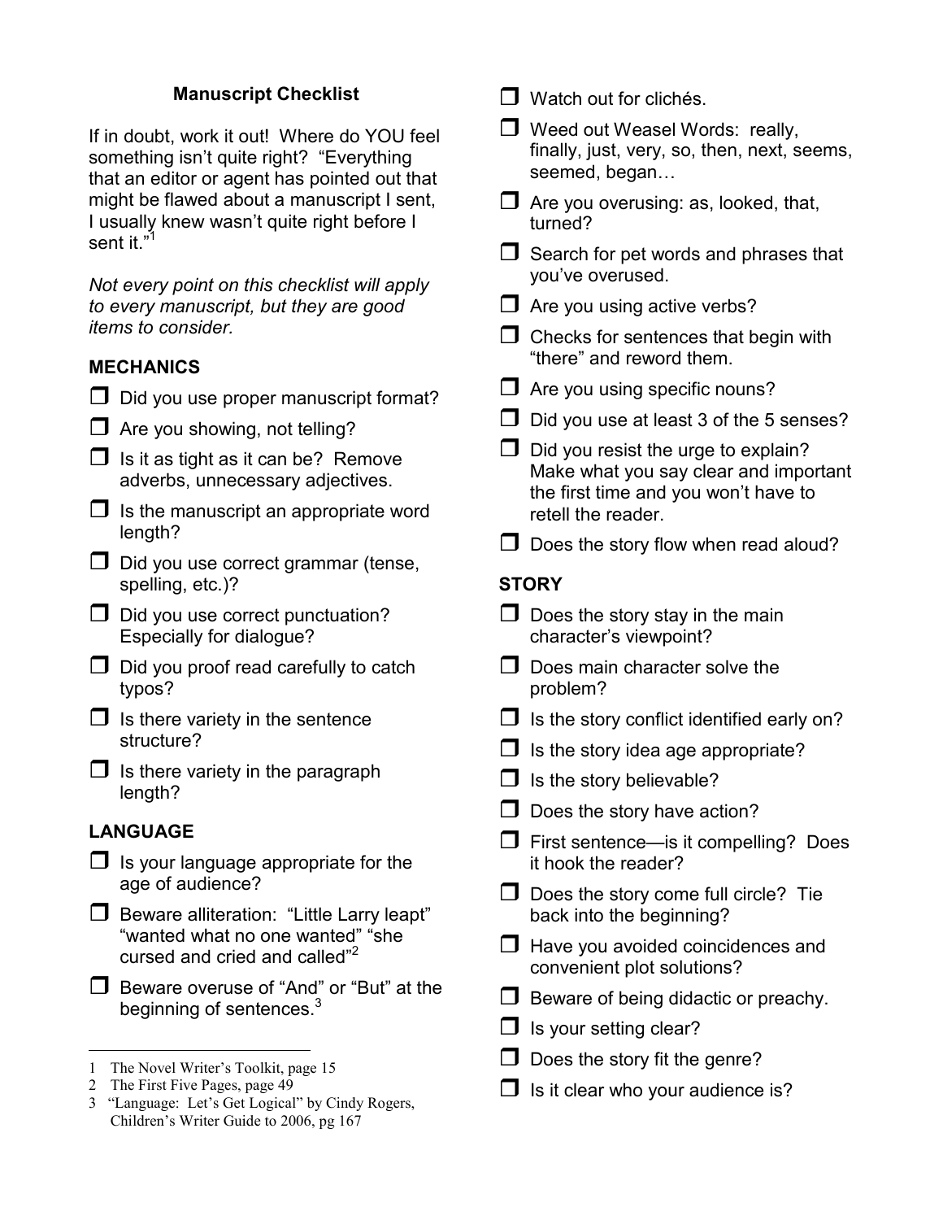# Manuscript Checklist

If in doubt, work it out! Where do YOU feel something isn't quite right? "Everything that an editor or agent has pointed out that might be flawed about a manuscript I sent, I usually knew wasn't quite right before I sent it."[1]

*Not every point on this checklist will apply to every manuscript, but they are good items to consider.*

## MECHANICS

- ☐ Did you use proper manuscript format?
- ☐ Are you showing, not telling?
- ☐ Is it as tight as it can be? Remove adverbs, unnecessary adjectives.
- ☐ Is the manuscript an appropriate word length?
- ☐ Did you use correct grammar (tense, spelling, etc.)?
- ☐ Did you use correct punctuation? Especially for dialogue?
- ☐ Did you proof read carefully to catch typos?
- ☐ Is there variety in the sentence structure?
- ☐ Is there variety in the paragraph length?

## LANGUAGE

- ☐ Is your language appropriate for the age of audience?
- ☐ Beware alliteration: "Little Larry leapt" "wanted what no one wanted" "she cursed and cried and called"[2]
- ☐ Beware overuse of "And" or "But" at the beginning of sentences.[3]
- ☐ Watch out for clichés.
- ☐ Weed out Weasel Words: really, finally, just, very, so, then, next, seems, seemed, began…
- ☐ Are you overusing: as, looked, that, turned?
- ☐ Search for pet words and phrases that you've overused.
- ☐ Are you using active verbs?
- ☐ Checks for sentences that begin with "there" and reword them.
- ☐ Are you using specific nouns?
- ☐ Did you use at least 3 of the 5 senses?
- ☐ Did you resist the urge to explain? Make what you say clear and important the first time and you won't have to retell the reader.
- ☐ Does the story flow when read aloud?

## STORY

- ☐ Does the story stay in the main character's viewpoint?
- ☐ Does main character solve the problem?
- ☐ Is the story conflict identified early on?
- ☐ Is the story idea age appropriate?
- ☐ Is the story believable?
- ☐ Does the story have action?
- ☐ First sentence—is it compelling? Does it hook the reader?
- ☐ Does the story come full circle? Tie back into the beginning?
- ☐ Have you avoided coincidences and convenient plot solutions?
- ☐ Beware of being didactic or preachy.
- ☐ Is your setting clear?
- ☐ Does the story fit the genre?
- ☐ Is it clear who your audience is?

---

1 The Novel Writer's Toolkit, page 15
2 The First Five Pages, page 49
3 "Language: Let's Get Logical" by Cindy Rogers, Children's Writer Guide to 2006, pg 167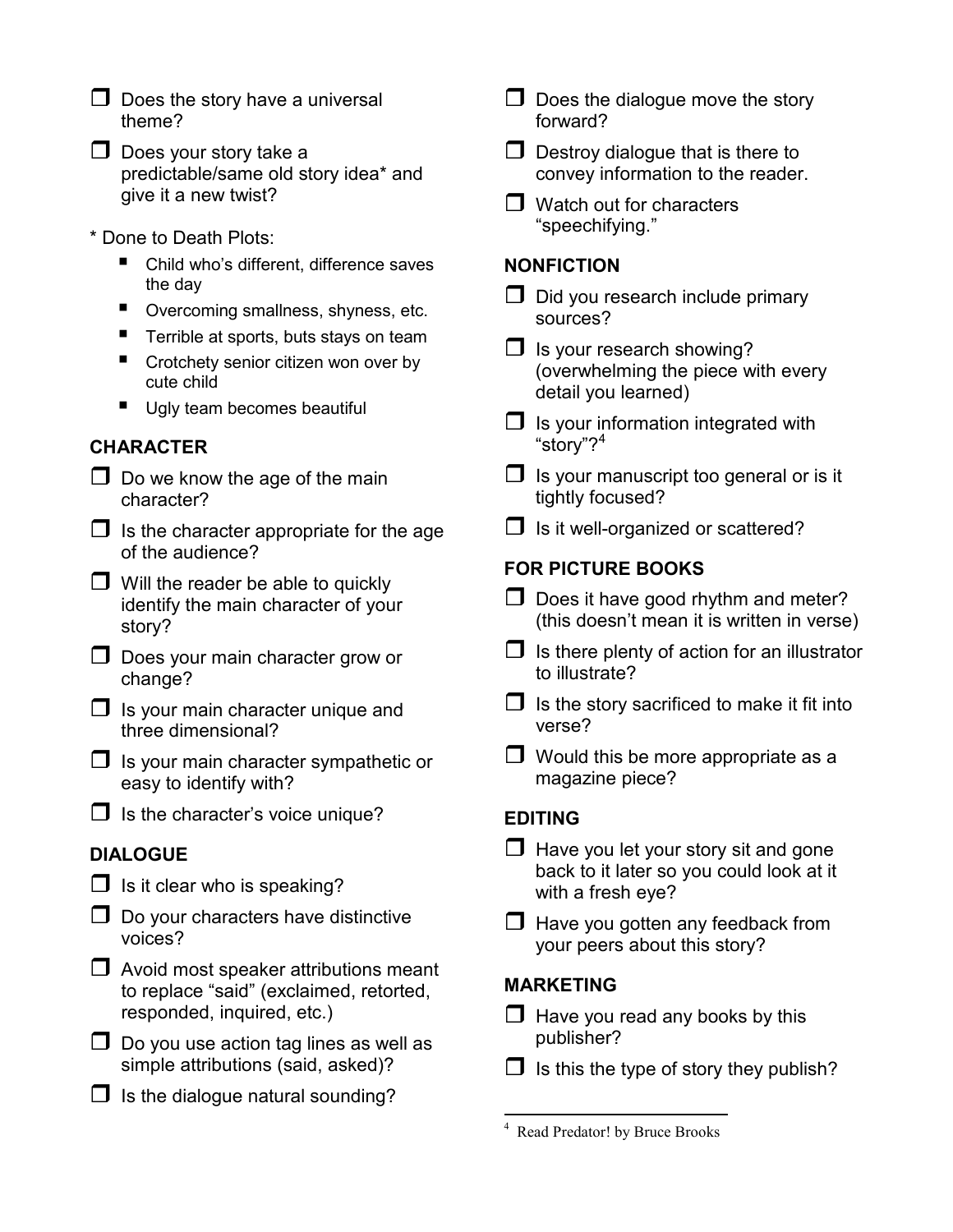- [ ] Does the story have a universal theme?
- [ ] Does your story take a predictable/same old story idea* and give it a new twist?

\* Done to Death Plots:

- Child who's different, difference saves the day
- Overcoming smallness, shyness, etc.
- Terrible at sports, buts stays on team
- Crotchety senior citizen won over by cute child
- Ugly team becomes beautiful

### CHARACTER

- [ ] Do we know the age of the main character?
- [ ] Is the character appropriate for the age of the audience?
- [ ] Will the reader be able to quickly identify the main character of your story?
- [ ] Does your main character grow or change?
- [ ] Is your main character unique and three dimensional?
- [ ] Is your main character sympathetic or easy to identify with?
- [ ] Is the character's voice unique?

### DIALOGUE

- [ ] Is it clear who is speaking?
- [ ] Do your characters have distinctive voices?
- [ ] Avoid most speaker attributions meant to replace "said" (exclaimed, retorted, responded, inquired, etc.)
- [ ] Do you use action tag lines as well as simple attributions (said, asked)?
- [ ] Is the dialogue natural sounding?
- [ ] Does the dialogue move the story forward?
- [ ] Destroy dialogue that is there to convey information to the reader.
- [ ] Watch out for characters "speechifying."

### NONFICTION

- [ ] Did you research include primary sources?
- [ ] Is your research showing? (overwhelming the piece with every detail you learned)
- [ ] Is your information integrated with "story"?[4]
- [ ] Is your manuscript too general or is it tightly focused?
- [ ] Is it well-organized or scattered?

### FOR PICTURE BOOKS

- [ ] Does it have good rhythm and meter? (this doesn't mean it is written in verse)
- [ ] Is there plenty of action for an illustrator to illustrate?
- [ ] Is the story sacrificed to make it fit into verse?
- [ ] Would this be more appropriate as a magazine piece?

### EDITING

- [ ] Have you let your story sit and gone back to it later so you could look at it with a fresh eye?
- [ ] Have you gotten any feedback from your peers about this story?

### MARKETING

- [ ] Have you read any books by this publisher?
- [ ] Is this the type of story they publish?

---

[4] Read Predator! by Bruce Brooks